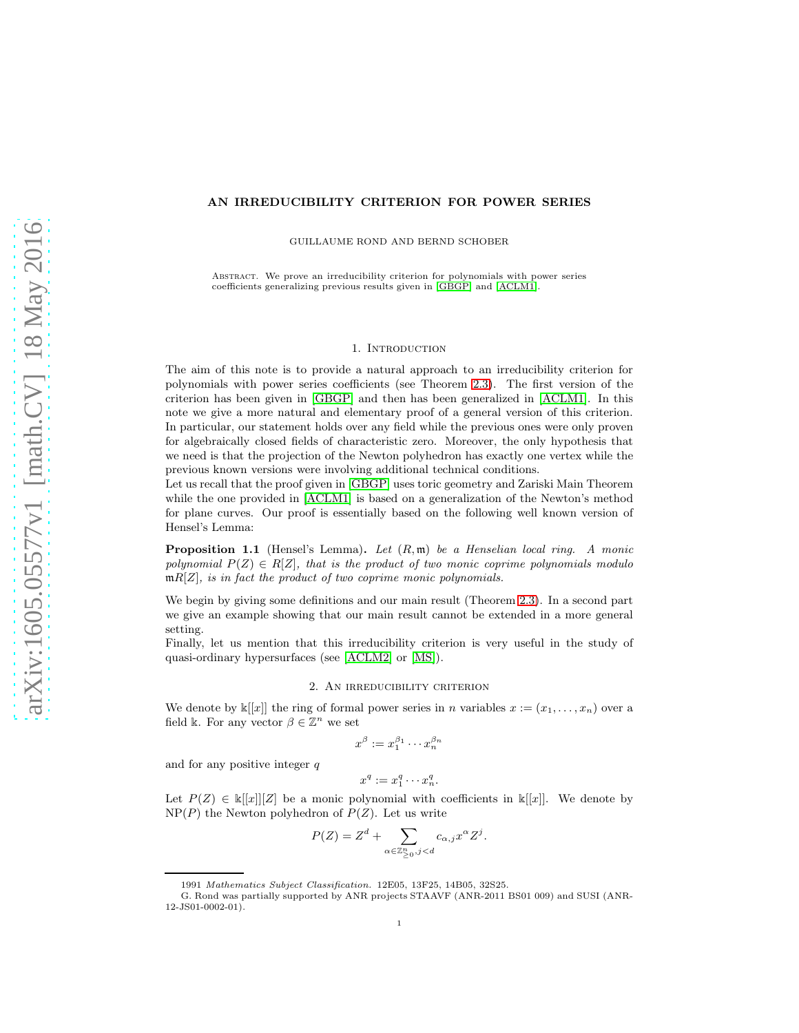# AN IRREDUCIBILITY CRITERION FOR POWER SERIES

GUILLAUME ROND AND BERND SCHOBER

Abstract. We prove an irreducibility criterion for polynomials with power series coefficients generalizing previous results given in [GBGP] and [ACLM1].

## 1. Introduction

The aim of this note is to provide a natural approach to an irreducibility criterion for polynomials with power series coefficients (see Theorem 2.3). The first version of the criterion has been given in [GBGP] and then has been generalized in [ACLM1]. In this note we give a more natural and elementary proof of a general version of this criterion. In particular, our statement holds over any field while the previous ones were only proven for algebraically closed fields of characteristic zero. Moreover, the only hypothesis that we need is that the projection of the Newton polyhedron has exactly one vertex while the previous known versions were involving additional technical conditions.

Let us recall that the proof given in [GBGP] uses toric geometry and Zariski Main Theorem while the one provided in [ACLM1] is based on a generalization of the Newton's method for plane curves. Our proof is essentially based on the following well known version of Hensel's Lemma:

**Proposition 1.1** (Hensel's Lemma)**.** *Let $(R, \mathfrak{m})$ be a Henselian local ring. A monic polynomial $P(Z) \in R[Z]$, that is the product of two monic coprime polynomials modulo $\mathfrak{m}R[Z]$, is in fact the product of two coprime monic polynomials.*

We begin by giving some definitions and our main result (Theorem 2.3). In a second part we give an example showing that our main result cannot be extended in a more general setting.

Finally, let us mention that this irreducibility criterion is very useful in the study of quasi-ordinary hypersurfaces (see [ACLM2] or [MS]).

## 2. An irreducibility criterion

We denote by $\mathbb{k}[[x]]$ the ring of formal power series in $n$ variables $x := (x_1, \ldots, x_n)$ over a field $\mathbb{k}$. For any vector $\beta \in \mathbb{Z}^n$ we set

$$x^\beta := x_1^{\beta_1} \cdots x_n^{\beta_n}$$

and for any positive integer $q$

$$x^q := x_1^q \cdots x_n^q.$$

Let $P(Z) \in \mathbb{k}[[x]][Z]$ be a monic polynomial with coefficients in $\mathbb{k}[[x]]$. We denote by $\mathrm{NP}(P)$ the Newton polyhedron of $P(Z)$. Let us write

$$P(Z) = Z^d + \sum_{\alpha \in \mathbb{Z}^n_{\geq 0}, j<d} c_{\alpha,j} x^\alpha Z^j.$$

1991 *Mathematics Subject Classification.* 12E05, 13F25, 14B05, 32S25.

G. Rond was partially supported by ANR projects STAAVF (ANR-2011 BS01 009) and SUSI (ANR-12-JS01-0002-01).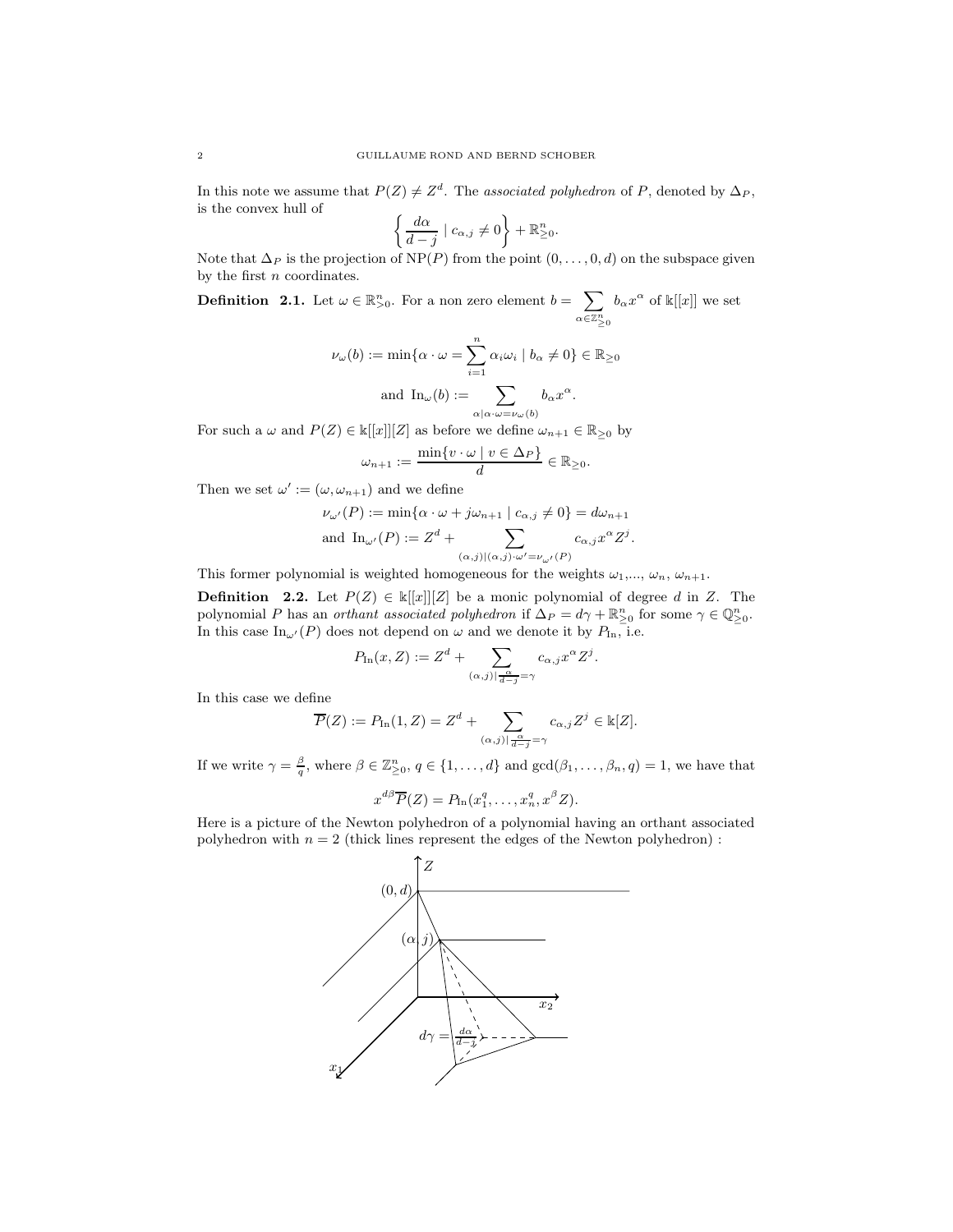In this note we assume that $P(Z) \neq Z^d$. The *associated polyhedron* of $P$, denoted by $\Delta_P$, is the convex hull of

$$\left\{ \frac{d\alpha}{d-j} \mid c_{\alpha,j} \neq 0 \right\} + \mathbb{R}^n_{\geq 0}.$$

Note that $\Delta_P$ is the projection of $\mathrm{NP}(P)$ from the point $(0,\ldots,0,d)$ on the subspace given by the first $n$ coordinates.

**Definition 2.1.** Let $\omega \in \mathbb{R}^n_{>0}$. For a non zero element $b = \sum_{\alpha \in \mathbb{Z}^n_{\geq 0}} b_\alpha x^\alpha$ of $\Bbbk[[x]]$ we set

$$\nu_\omega(b) := \min\{\alpha \cdot \omega = \sum_{i=1}^n \alpha_i \omega_i \mid b_\alpha \neq 0\} \in \mathbb{R}_{\geq 0}$$

$$\text{and } \mathrm{In}_\omega(b) := \sum_{\alpha \mid \alpha\cdot\omega = \nu_\omega(b)} b_\alpha x^\alpha.$$

For such a $\omega$ and $P(Z) \in \Bbbk[[x]][Z]$ as before we define $\omega_{n+1} \in \mathbb{R}_{\geq 0}$ by

$$\omega_{n+1} := \frac{\min\{v \cdot \omega \mid v \in \Delta_P\}}{d} \in \mathbb{R}_{\geq 0}.$$

Then we set $\omega' := (\omega, \omega_{n+1})$ and we define

$$\nu_{\omega'}(P) := \min\{\alpha\cdot\omega + j\omega_{n+1} \mid c_{\alpha,j} \neq 0\} = d\omega_{n+1}$$

$$\text{and } \mathrm{In}_{\omega'}(P) := Z^d + \sum_{(\alpha,j) \mid (\alpha,j)\cdot\omega' = \nu_{\omega'}(P)} c_{\alpha,j} x^\alpha Z^j.$$

This former polynomial is weighted homogeneous for the weights $\omega_1$,..., $\omega_n$, $\omega_{n+1}$.

**Definition 2.2.** Let $P(Z) \in \Bbbk[[x]][Z]$ be a monic polynomial of degree $d$ in $Z$. The polynomial $P$ has an *orthant associated polyhedron* if $\Delta_P = d\gamma + \mathbb{R}^n_{\geq 0}$ for some $\gamma \in \mathbb{Q}^n_{\geq 0}$. In this case $\mathrm{In}_{\omega'}(P)$ does not depend on $\omega$ and we denote it by $P_{\mathrm{In}}$, i.e.

$$P_{\mathrm{In}}(x, Z) := Z^d + \sum_{(\alpha,j) \mid \frac{\alpha}{d-j} = \gamma} c_{\alpha,j} x^\alpha Z^j.$$

In this case we define

$$\overline{P}(Z) := P_{\mathrm{In}}(1, Z) = Z^d + \sum_{(\alpha,j) \mid \frac{\alpha}{d-j} = \gamma} c_{\alpha,j} Z^j \in \Bbbk[Z].$$

If we write $\gamma = \frac{\beta}{q}$, where $\beta \in \mathbb{Z}^n_{\geq 0}$, $q \in \{1,\ldots,d\}$ and $\gcd(\beta_1,\ldots,\beta_n,q) = 1$, we have that

$$x^{d\beta}\overline{P}(Z) = P_{\mathrm{In}}(x_1^q, \ldots, x_n^q, x^\beta Z).$$

Here is a picture of the Newton polyhedron of a polynomial having an orthant associated polyhedron with $n = 2$ (thick lines represent the edges of the Newton polyhedron) :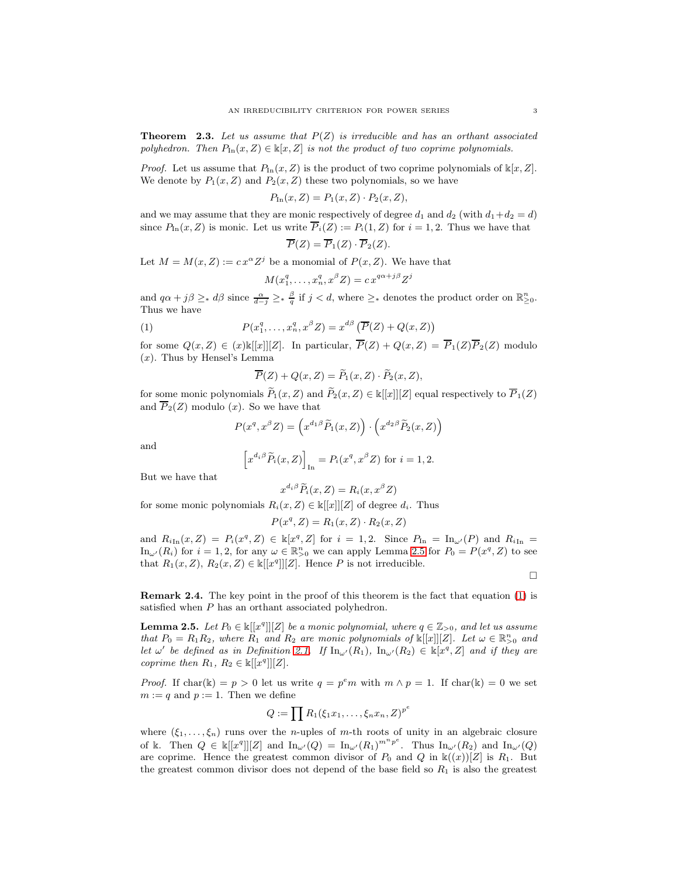**Theorem 2.3.** *Let us assume that $P(Z)$ is irreducible and has an orthant associated polyhedron. Then $P_{\text{In}}(x, Z) \in \Bbbk[x, Z]$ is not the product of two coprime polynomials.*

*Proof.* Let us assume that $P_{\text{In}}(x, Z)$ is the product of two coprime polynomials of $\Bbbk[x, Z]$. We denote by $P_1(x, Z)$ and $P_2(x, Z)$ these two polynomials, so we have

$$P_{\text{In}}(x, Z) = P_1(x, Z) \cdot P_2(x, Z),$$

and we may assume that they are monic respectively of degree $d_1$ and $d_2$ (with $d_1 + d_2 = d$) since $P_{\text{In}}(x, Z)$ is monic. Let us write $\overline{P}_i(Z) := P_i(1, Z)$ for $i = 1, 2$. Thus we have that

$$\overline{P}(Z) = \overline{P}_1(Z) \cdot \overline{P}_2(Z).$$

Let $M = M(x, Z) := c\, x^{\alpha} Z^j$ be a monomial of $P(x, Z)$. We have that

$$M(x_1^q, \ldots, x_n^q, x^{\beta} Z) = c\, x^{q\alpha + j\beta} Z^j$$

and $q\alpha + j\beta \geq_* d\beta$ since $\frac{\alpha}{d-j} \geq_* \frac{\beta}{q}$ if $j < d$, where $\geq_*$ denotes the product order on $\mathbb{R}^n_{\geq 0}$. Thus we have

$$P(x_1^q, \ldots, x_n^q, x^{\beta} Z) = x^{d\beta} \left( \overline{P}(Z) + Q(x, Z) \right) \tag{1}$$

for some $Q(x, Z) \in (x)\Bbbk[[x]][Z]$. In particular, $\overline{P}(Z) + Q(x, Z) = \overline{P}_1(Z)\overline{P}_2(Z)$ modulo $(x)$. Thus by Hensel's Lemma

$$\overline{P}(Z) + Q(x, Z) = \widetilde{P}_1(x, Z) \cdot \widetilde{P}_2(x, Z),$$

for some monic polynomials $\widetilde{P}_1(x, Z)$ and $\widetilde{P}_2(x, Z) \in \Bbbk[[x]][Z]$ equal respectively to $\overline{P}_1(Z)$ and $\overline{P}_2(Z)$ modulo $(x)$. So we have that

$$P(x^q, x^{\beta} Z) = \left( x^{d_1\beta} \widetilde{P}_1(x, Z) \right) \cdot \left( x^{d_2\beta} \widetilde{P}_2(x, Z) \right)$$

and

$$\left[ x^{d_i\beta} \widetilde{P}_i(x, Z) \right]_{\text{In}} = P_i(x^q, x^{\beta} Z) \text{ for } i = 1, 2.$$

But we have that

$$x^{d_i\beta} \widetilde{P}_i(x, Z) = R_i(x, x^{\beta} Z)$$

for some monic polynomials $R_i(x, Z) \in \Bbbk[[x]][Z]$ of degree $d_i$. Thus

$$P(x^q, Z) = R_1(x, Z) \cdot R_2(x, Z)$$

and $R_{i\text{In}}(x, Z) = P_i(x^q, Z) \in \Bbbk[x^q, Z]$ for $i = 1, 2$. Since $P_{\text{In}} = \text{In}_{\omega'}(P)$ and $R_{i\text{In}} = \text{In}_{\omega'}(R_i)$ for $i = 1, 2$, for any $\omega \in \mathbb{R}^n_{>0}$ we can apply Lemma 2.5 for $P_0 = P(x^q, Z)$ to see that $R_1(x, Z)$, $R_2(x, Z) \in \Bbbk[[x^q]][Z]$. Hence $P$ is not irreducible.

□

**Remark 2.4.** The key point in the proof of this theorem is the fact that equation (1) is satisfied when $P$ has an orthant associated polyhedron.

**Lemma 2.5.** *Let $P_0 \in \Bbbk[[x^q]][Z]$ be a monic polynomial, where $q \in \mathbb{Z}_{>0}$, and let us assume that $P_0 = R_1 R_2$, where $R_1$ and $R_2$ are monic polynomials of $\Bbbk[[x]][Z]$. Let $\omega \in \mathbb{R}^n_{>0}$ and let $\omega'$ be defined as in Definition 2.1. If $\text{In}_{\omega'}(R_1)$, $\text{In}_{\omega'}(R_2) \in \Bbbk[x^q, Z]$ and if they are coprime then $R_1$, $R_2 \in \Bbbk[[x^q]][Z]$.*

*Proof.* If $\text{char}(\Bbbk) = p > 0$ let us write $q = p^e m$ with $m \wedge p = 1$. If $\text{char}(\Bbbk) = 0$ we set $m := q$ and $p := 1$. Then we define

$$Q := \prod R_1(\xi_1 x_1, \ldots, \xi_n x_n, Z)^{p^e}$$

where $(\xi_1, \ldots, \xi_n)$ runs over the $n$-uples of $m$-th roots of unity in an algebraic closure of $\Bbbk$. Then $Q \in \Bbbk[[x^q]][Z]$ and $\text{In}_{\omega'}(Q) = \text{In}_{\omega'}(R_1)^{m^n p^e}$. Thus $\text{In}_{\omega'}(R_2)$ and $\text{In}_{\omega'}(Q)$ are coprime. Hence the greatest common divisor of $P_0$ and $Q$ in $\Bbbk((x))[Z]$ is $R_1$. But the greatest common divisor does not depend of the base field so $R_1$ is also the greatest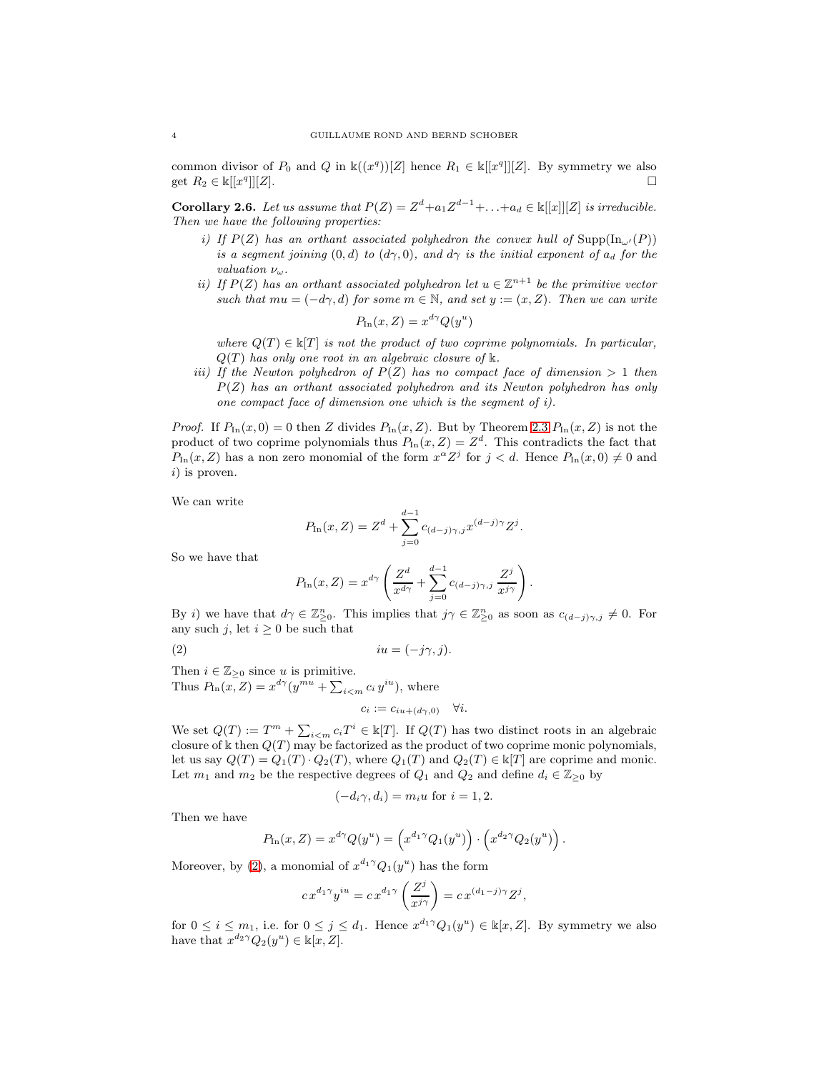common divisor of $P_0$ and $Q$ in $\Bbbk((x^q))[Z]$ hence $R_1 \in \Bbbk[[x^q]][Z]$. By symmetry we also get $R_2 \in \Bbbk[[x^q]][Z]$. $\square$

**Corollary 2.6.** *Let us assume that $P(Z) = Z^d + a_1 Z^{d-1} + \ldots + a_d \in \Bbbk[[x]][Z]$ is irreducible. Then we have the following properties:*

*i) If $P(Z)$ has an orthant associated polyhedron the convex hull of $\mathrm{Supp}(\mathrm{In}_{\omega'}(P))$ is a segment joining $(0,d)$ to $(d\gamma, 0)$, and $d\gamma$ is the initial exponent of $a_d$ for the valuation $\nu_\omega$.*

*ii) If $P(Z)$ has an orthant associated polyhedron let $u \in \mathbb{Z}^{n+1}$ be the primitive vector such that $mu = (-d\gamma, d)$ for some $m \in \mathbb{N}$, and set $y := (x, Z)$. Then we can write*

$$P_{\mathrm{In}}(x, Z) = x^{d\gamma} Q(y^u)$$

*where $Q(T) \in \Bbbk[T]$ is not the product of two coprime polynomials. In particular, $Q(T)$ has only one root in an algebraic closure of $\Bbbk$.*

*iii) If the Newton polyhedron of $P(Z)$ has no compact face of dimension $> 1$ then $P(Z)$ has an orthant associated polyhedron and its Newton polyhedron has only one compact face of dimension one which is the segment of i).*

*Proof.* If $P_{\mathrm{In}}(x, 0) = 0$ then $Z$ divides $P_{\mathrm{In}}(x, Z)$. But by Theorem 2.3 $P_{\mathrm{In}}(x, Z)$ is not the product of two coprime polynomials thus $P_{\mathrm{In}}(x, Z) = Z^d$. This contradicts the fact that $P_{\mathrm{In}}(x, Z)$ has a non zero monomial of the form $x^\alpha Z^j$ for $j < d$. Hence $P_{\mathrm{In}}(x, 0) \neq 0$ and $i)$ is proven.

We can write

$$P_{\mathrm{In}}(x, Z) = Z^d + \sum_{j=0}^{d-1} c_{(d-j)\gamma, j} x^{(d-j)\gamma} Z^j.$$

So we have that

$$P_{\mathrm{In}}(x, Z) = x^{d\gamma} \left( \frac{Z^d}{x^{d\gamma}} + \sum_{j=0}^{d-1} c_{(d-j)\gamma, j} \frac{Z^j}{x^{j\gamma}} \right).$$

By $i)$ we have that $d\gamma \in \mathbb{Z}^n_{\geq 0}$. This implies that $j\gamma \in \mathbb{Z}^n_{\geq 0}$ as soon as $c_{(d-j)\gamma, j} \neq 0$. For any such $j$, let $i \geq 0$ be such that

$$iu = (-j\gamma, j). \tag{2}$$

Then $i \in \mathbb{Z}_{\geq 0}$ since $u$ is primitive.
Thus $P_{\mathrm{In}}(x, Z) = x^{d\gamma}(y^{mu} + \sum_{i<m} c_i \, y^{iu})$, where

$$c_i := c_{iu + (d\gamma, 0)} \quad \forall i.$$

We set $Q(T) := T^m + \sum_{i<m} c_i T^i \in \Bbbk[T]$. If $Q(T)$ has two distinct roots in an algebraic closure of $\Bbbk$ then $Q(T)$ may be factorized as the product of two coprime monic polynomials, let us say $Q(T) = Q_1(T) \cdot Q_2(T)$, where $Q_1(T)$ and $Q_2(T) \in \Bbbk[T]$ are coprime and monic. Let $m_1$ and $m_2$ be the respective degrees of $Q_1$ and $Q_2$ and define $d_i \in \mathbb{Z}_{\geq 0}$ by

$$(-d_i \gamma, d_i) = m_i u \text{ for } i = 1, 2.$$

Then we have

$$P_{\mathrm{In}}(x, Z) = x^{d\gamma} Q(y^u) = \left( x^{d_1\gamma} Q_1(y^u) \right) \cdot \left( x^{d_2\gamma} Q_2(y^u) \right).$$

Moreover, by (2), a monomial of $x^{d_1\gamma} Q_1(y^u)$ has the form

$$c \, x^{d_1\gamma} y^{iu} = c \, x^{d_1\gamma} \left( \frac{Z^j}{x^{j\gamma}} \right) = c \, x^{(d_1 - j)\gamma} Z^j,$$

for $0 \leq i \leq m_1$, i.e. for $0 \leq j \leq d_1$. Hence $x^{d_1\gamma} Q_1(y^u) \in \Bbbk[x, Z]$. By symmetry we also have that $x^{d_2\gamma} Q_2(y^u) \in \Bbbk[x, Z]$.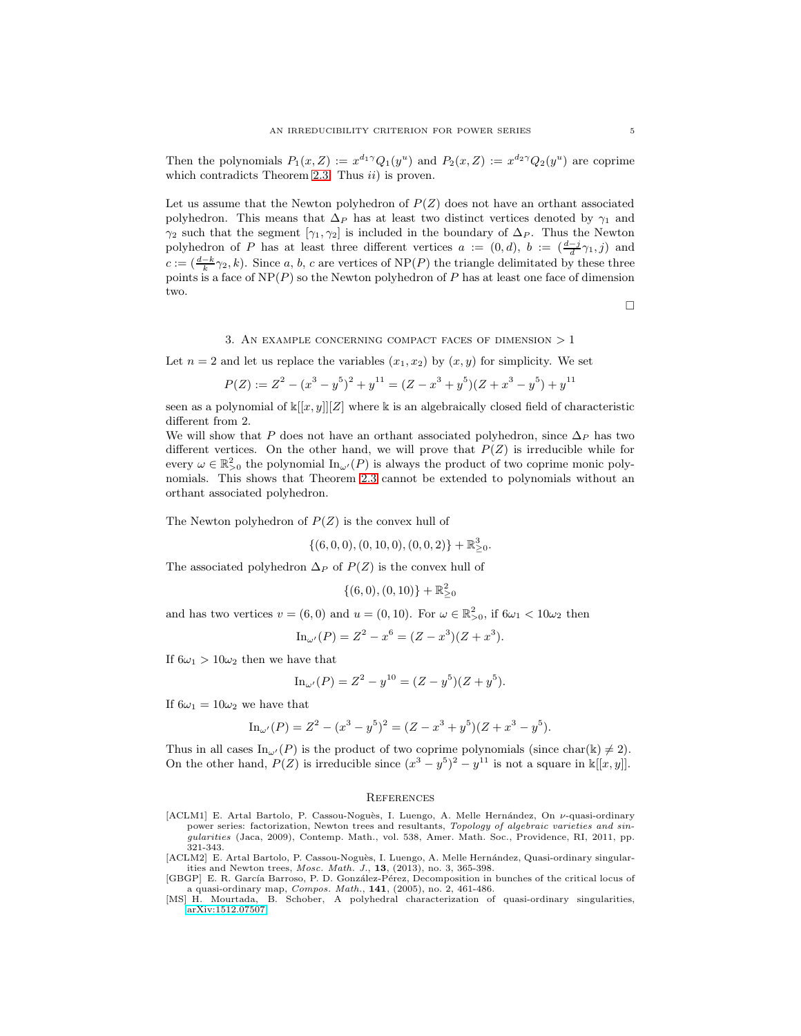Then the polynomials $P_1(x,Z) := x^{d_1\gamma} Q_1(y^u)$ and $P_2(x,Z) := x^{d_2\gamma} Q_2(y^u)$ are coprime which contradicts Theorem 2.3. Thus $ii)$ is proven.

Let us assume that the Newton polyhedron of $P(Z)$ does not have an orthant associated polyhedron. This means that $\Delta_P$ has at least two distinct vertices denoted by $\gamma_1$ and $\gamma_2$ such that the segment $[\gamma_1, \gamma_2]$ is included in the boundary of $\Delta_P$. Thus the Newton polyhedron of $P$ has at least three different vertices $a := (0, d)$, $b := (\frac{d-j}{d}\gamma_1, j)$ and $c := (\frac{d-k}{k}\gamma_2, k)$. Since $a$, $b$, $c$ are vertices of $\mathrm{NP}(P)$ the triangle delimitated by these three points is a face of $\mathrm{NP}(P)$ so the Newton polyhedron of $P$ has at least one face of dimension two.

□

## 3. An example concerning compact faces of dimension $> 1$

Let $n = 2$ and let us replace the variables $(x_1, x_2)$ by $(x, y)$ for simplicity. We set

$$P(Z) := Z^2 - (x^3 - y^5)^2 + y^{11} = (Z - x^3 + y^5)(Z + x^3 - y^5) + y^{11}$$

seen as a polynomial of $\Bbbk[[x,y]][Z]$ where $\Bbbk$ is an algebraically closed field of characteristic different from 2.

We will show that $P$ does not have an orthant associated polyhedron, since $\Delta_P$ has two different vertices. On the other hand, we will prove that $P(Z)$ is irreducible while for every $\omega \in \mathbb{R}^2_{>0}$ the polynomial $\mathrm{In}_{\omega'}(P)$ is always the product of two coprime monic polynomials. This shows that Theorem 2.3 cannot be extended to polynomials without an orthant associated polyhedron.

The Newton polyhedron of $P(Z)$ is the convex hull of

$$\{(6,0,0), (0,10,0), (0,0,2)\} + \mathbb{R}^3_{\geq 0}.$$

The associated polyhedron $\Delta_P$ of $P(Z)$ is the convex hull of

$$\{(6,0), (0,10)\} + \mathbb{R}^2_{\geq 0}$$

and has two vertices $v = (6, 0)$ and $u = (0, 10)$. For $\omega \in \mathbb{R}^2_{>0}$, if $6\omega_1 < 10\omega_2$ then

$$\mathrm{In}_{\omega'}(P) = Z^2 - x^6 = (Z - x^3)(Z + x^3).$$

If $6\omega_1 > 10\omega_2$ then we have that

$$\mathrm{In}_{\omega'}(P) = Z^2 - y^{10} = (Z - y^5)(Z + y^5).$$

If $6\omega_1 = 10\omega_2$ we have that

$$\mathrm{In}_{\omega'}(P) = Z^2 - (x^3 - y^5)^2 = (Z - x^3 + y^5)(Z + x^3 - y^5).$$

Thus in all cases $\mathrm{In}_{\omega'}(P)$ is the product of two coprime polynomials (since $\mathrm{char}(\Bbbk) \neq 2$). On the other hand, $P(Z)$ is irreducible since $(x^3 - y^5)^2 - y^{11}$ is not a square in $\Bbbk[[x,y]]$.

## References

[ACLM1] E. Artal Bartolo, P. Cassou-Noguès, I. Luengo, A. Melle Hernández, On $\nu$-quasi-ordinary power series: factorization, Newton trees and resultants, *Topology of algebraic varieties and singularities* (Jaca, 2009), Contemp. Math., vol. 538, Amer. Math. Soc., Providence, RI, 2011, pp. 321-343.

[ACLM2] E. Artal Bartolo, P. Cassou-Noguès, I. Luengo, A. Melle Hernández, Quasi-ordinary singularities and Newton trees, *Mosc. Math. J.*, **13**, (2013), no. 3, 365-398.

[GBGP] E. R. García Barroso, P. D. González-Pérez, Decomposition in bunches of the critical locus of a quasi-ordinary map, *Compos. Math.*, **141**, (2005), no. 2, 461-486.

[MS] H. Mourtada, B. Schober, A polyhedral characterization of quasi-ordinary singularities, arXiv:1512.07507.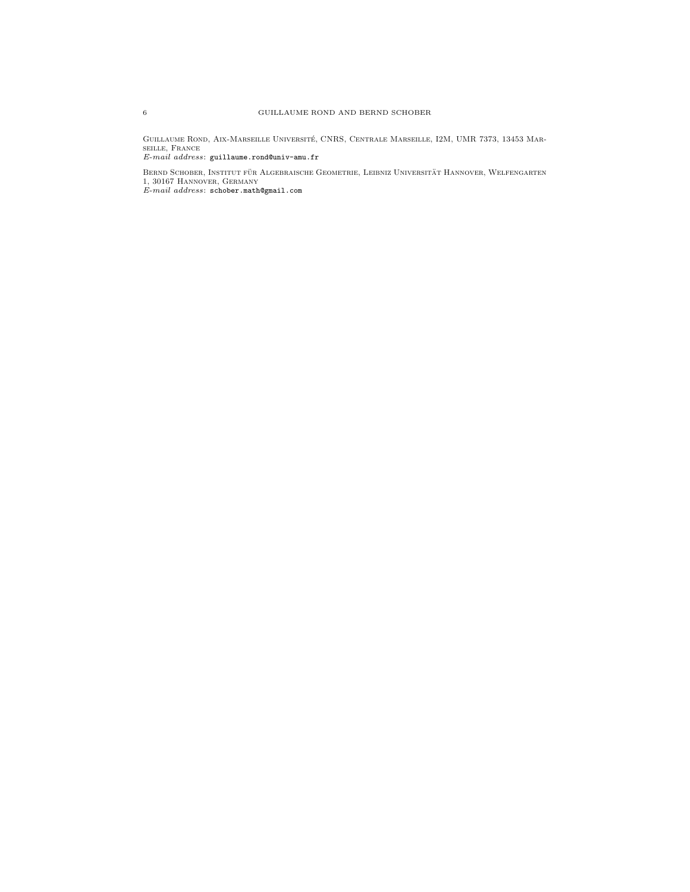Guillaume Rond, Aix-Marseille Université, CNRS, Centrale Marseille, I2M, UMR 7373, 13453 Marseille, France
*E-mail address*: guillaume.rond@univ-amu.fr

Bernd Schober, Institut für Algebraische Geometrie, Leibniz Universität Hannover, Welfengarten 1, 30167 Hannover, Germany
*E-mail address*: schober.math@gmail.com